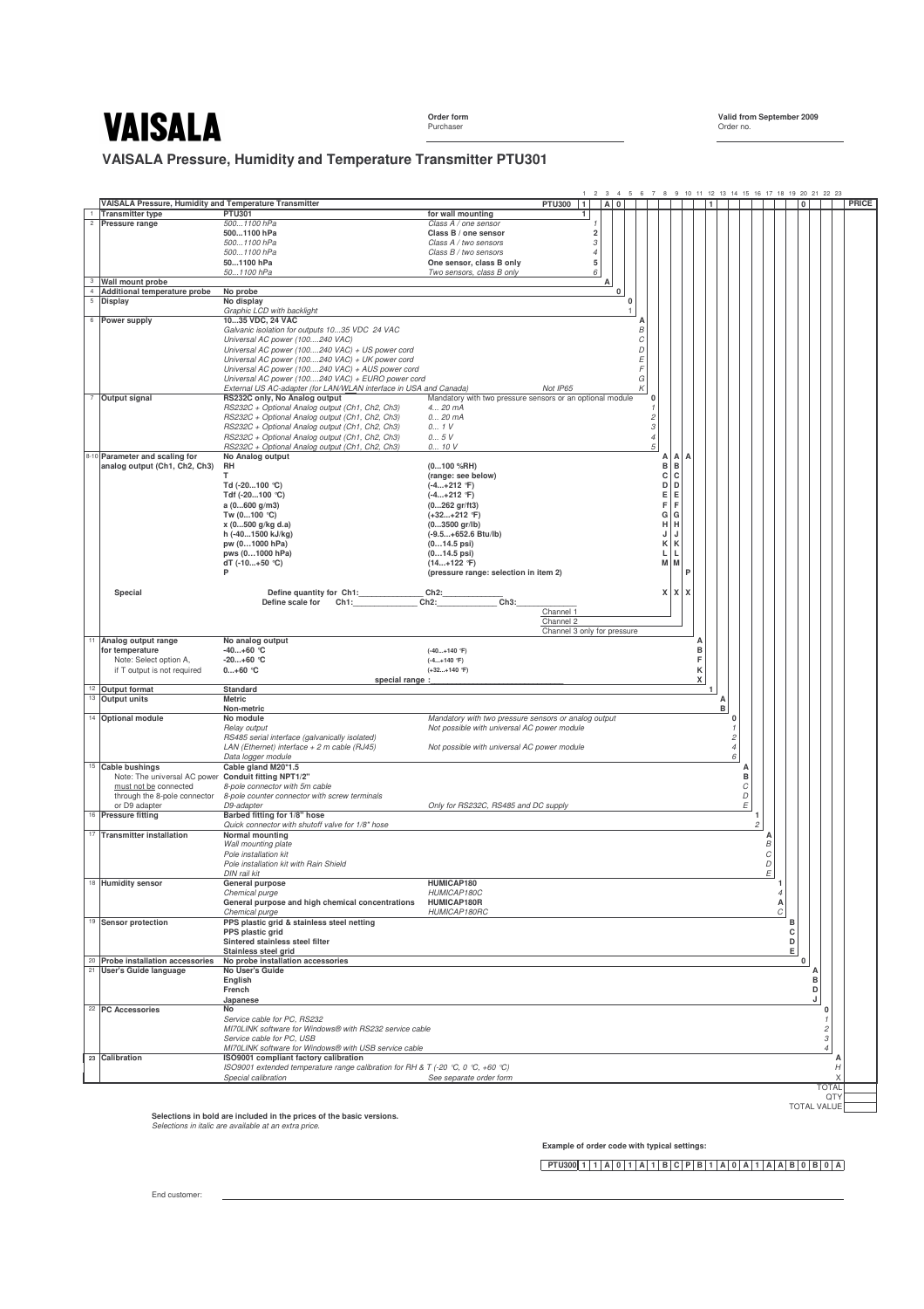# VAISALA

**Order form**
Purchaser

**Valid from September 2009**
Order no.

## VAISALA Pressure, Humidity and Temperature Transmitter PTU301

| # | VAISALA Pressure, Humidity and Temperature Transmitter | | | Code |
|---|---|---|---|---|
| | | | PTU300 | 1 _ A 0 _ _ _ _ _ _ 1 _ _ _ _ _ _ _ 0 _ _ _ |
| 1 | **Transmitter type** | **PTU301** | **for wall mounting** | **1** |
| 2 | **Pressure range** | *500...1100 hPa* | *Class A / one sensor* | *1* |
| | | **500...1100 hPa** | **Class B / one sensor** | **2** |
| | | *500...1100 hPa* | *Class A / two sensors* | *3* |
| | | *500...1100 hPa* | *Class B / two sensors* | *4* |
| | | **50...1100 hPa** | **One sensor, class B only** | **5** |
| | | *50...1100 hPa* | *Two sensors, class B only* | *6* |
| 3 | **Wall mount probe** | | | **A** |
| 4 | **Additional temperature probe** | **No probe** | | **0** |
| 5 | **Display** | **No display** | | **0** |
| | | *Graphic LCD with backlight* | | *1* |
| 6 | **Power supply** | **10...35 VDC, 24 VAC** | | **A** |
| | | *Galvanic isolation for outputs 10...35 VDC 24 VAC* | | *B* |
| | | *Universal AC power (100....240 VAC)* | | *C* |
| | | *Universal AC power (100....240 VAC) + US power cord* | | *D* |
| | | *Universal AC power (100....240 VAC) + UK power cord* | | *E* |
| | | *Universal AC power (100....240 VAC) + AUS power cord* | | *F* |
| | | *Universal AC power (100....240 VAC) + EURO power cord* | | *G* |
| | | *External US AC-adapter (for LAN/WLAN interface in USA and Canada)* | *Not IP65* | *K* |
| 7 | **Output signal** | **RS232C only, No Analog output** | Mandatory with two pressure sensors or an optional module | **0** |
| | | *RS232C + Optional Analog output (Ch1, Ch2, Ch3)* | *4... 20 mA* | *1* |
| | | *RS232C + Optional Analog output (Ch1, Ch2, Ch3)* | *0... 20 mA* | *2* |
| | | *RS232C + Optional Analog output (Ch1, Ch2, Ch3)* | *0... 1 V* | *3* |
| | | *RS232C + Optional Analog output (Ch1, Ch2, Ch3)* | *0... 5 V* | *4* |
| | | *RS232C + Optional Analog output (Ch1, Ch2, Ch3)* | *0... 10 V* | *5* |

| # | Parameter and scaling for analog output (Ch1, Ch2, Ch3) | | | Channel 1 | Channel 2 | Channel 3 only for pressure |
|---|---|---|---|---|---|---|
| 8-10 | | **No Analog output** | | **A** | **A** | **A** |
| | | **RH** | **(0...100 %RH)** | **B** | **B** | |
| | | **T** | **(range: see below)** | **C** | **C** | |
| | | **Td (-20...100 °C)** | **(-4...+212 °F)** | **D** | **D** | |
| | | **Tdf (-20...100 °C)** | **(-4...+212 °F)** | **E** | **E** | |
| | | **a (0...600 g/m3)** | **(0...262 gr/ft3)** | **F** | **F** | |
| | | **Tw (0...100 °C)** | **(+32...+212 °F)** | **G** | **G** | |
| | | **x (0...500 g/kg d.a)** | **(0...3500 gr/lb)** | **H** | **H** | |
| | | **h (-40...1500 kJ/kg)** | **(-9.5...+652.6 Btu/lb)** | **J** | **J** | |
| | | **pw (0...1000 hPa)** | **(0...14.5 psi)** | **K** | **K** | |
| | | **pws (0...1000 hPa)** | **(0...14.5 psi)** | **L** | **L** | |
| | | **dT (-10...+50 °C)** | **(14...+122 °F)** | **M** | **M** | |
| | | **P** | **(pressure range: selection in item 2)** | | | **P** |
| | **Special** | Define quantity for Ch1:______ Ch2:______ Define scale for Ch1:______ Ch2:______ Ch3:______ | | **X** | **X** | **X** |

| # | Item | Selection | Notes | Code |
|---|---|---|---|---|
| 11 | **Analog output range for temperature** Note: Select option A, if T output is not required | **No analog output** | | **A** |
| | | **-40...+60 °C** | (-40...+140 °F) | **B** |
| | | **-20...+60 °C** | (-4...+140 °F) | **F** |
| | | **0...+60 °C** | (+32...+140 °F) | **K** |
| | | special range :______ | | **X** |
| 12 | **Output format** | **Standard** | | **1** |
| 13 | **Output units** | **Metric** | | **A** |
| | | **Non-metric** | | **B** |
| 14 | **Optional module** | **No module** | Mandatory with two pressure sensors or analog output | **0** |
| | | *Relay output* | Not possible with universal AC power module | *1* |
| | | *RS485 serial interface (galvanically isolated)* | | *2* |
| | | *LAN (Ethernet) interface + 2 m cable (RJ45)* | Not possible with universal AC power module | *4* |
| | | *Data logger module* | | *6* |
| 15 | **Cable bushings** Note: The universal AC power must not be connected through the 8-pole connector or D9 adapter | **Cable gland M20*1.5** | | **A** |
| | | **Conduit fitting NPT1/2"** | | **B** |
| | | *8-pole connector with 5m cable* | | *C* |
| | | *8-pole counter connector with screw terminals* | | *D* |
| | | *D9-adapter* | Only for RS232C, RS485 and DC supply | *E* |
| 16 | **Pressure fitting** | **Barbed fitting for 1/8" hose** | | **1** |
| | | *Quick connector with shutoff valve for 1/8" hose* | | *2* |
| 17 | **Transmitter installation** | **Normal mounting** | | **A** |
| | | *Wall mounting plate* | | *B* |
| | | *Pole installation kit* | | *C* |
| | | *Pole installation kit with Rain Shield* | | *D* |
| | | *DIN rail kit* | | *E* |
| 18 | **Humidity sensor** | **General purpose** | **HUMICAP180** | **1** |
| | | *Chemical purge* | *HUMICAP180C* | *4* |
| | | **General purpose and high chemical concentrations** | **HUMICAP180R** | **A** |
| | | *Chemical purge* | *HUMICAP180RC* | *C* |
| 19 | **Sensor protection** | **PPS plastic grid & stainless steel netting** | | **B** |
| | | **PPS plastic grid** | | **C** |
| | | **Sintered stainless steel filter** | | **D** |
| | | **Stainless steel grid** | | **E** |
| 20 | **Probe installation accessories** | **No probe installation accessories** | | **0** |
| 21 | **User's Guide language** | **No User's Guide** | | **A** |
| | | **English** | | **B** |
| | | **French** | | **D** |
| | | **Japanese** | | **J** |
| 22 | **PC Accessories** | **No** | | **0** |
| | | *Service cable for PC, RS232* | | *1* |
| | | *MI70LINK software for Windows® with RS232 service cable* | | *2* |
| | | *Service cable for PC, USB* | | *3* |
| | | *MI70LINK software for Windows® with USB service cable* | | *4* |
| 23 | **Calibration** | **ISO9001 compliant factory calibration** | | **A** |
| | | *ISO9001 extended temperature range calibration for RH & T (-20 °C, 0 °C, +60 °C)* | | *H* |
| | | *Special calibration* | See separate order form | *X* |

PRICE: TOTAL ____ QTY ____ TOTAL VALUE ____

**Selections in bold are included in the prices of the basic versions.**
*Selections in italic are available at an extra price.*

**Example of order code with typical settings:**

PTU300 | 1 | 1 | A | 0 | 1 | A | 1 | B | C | P | B | 1 | A | 0 | A | 1 | A | A | B | 0 | B | 0 | A

End customer: ______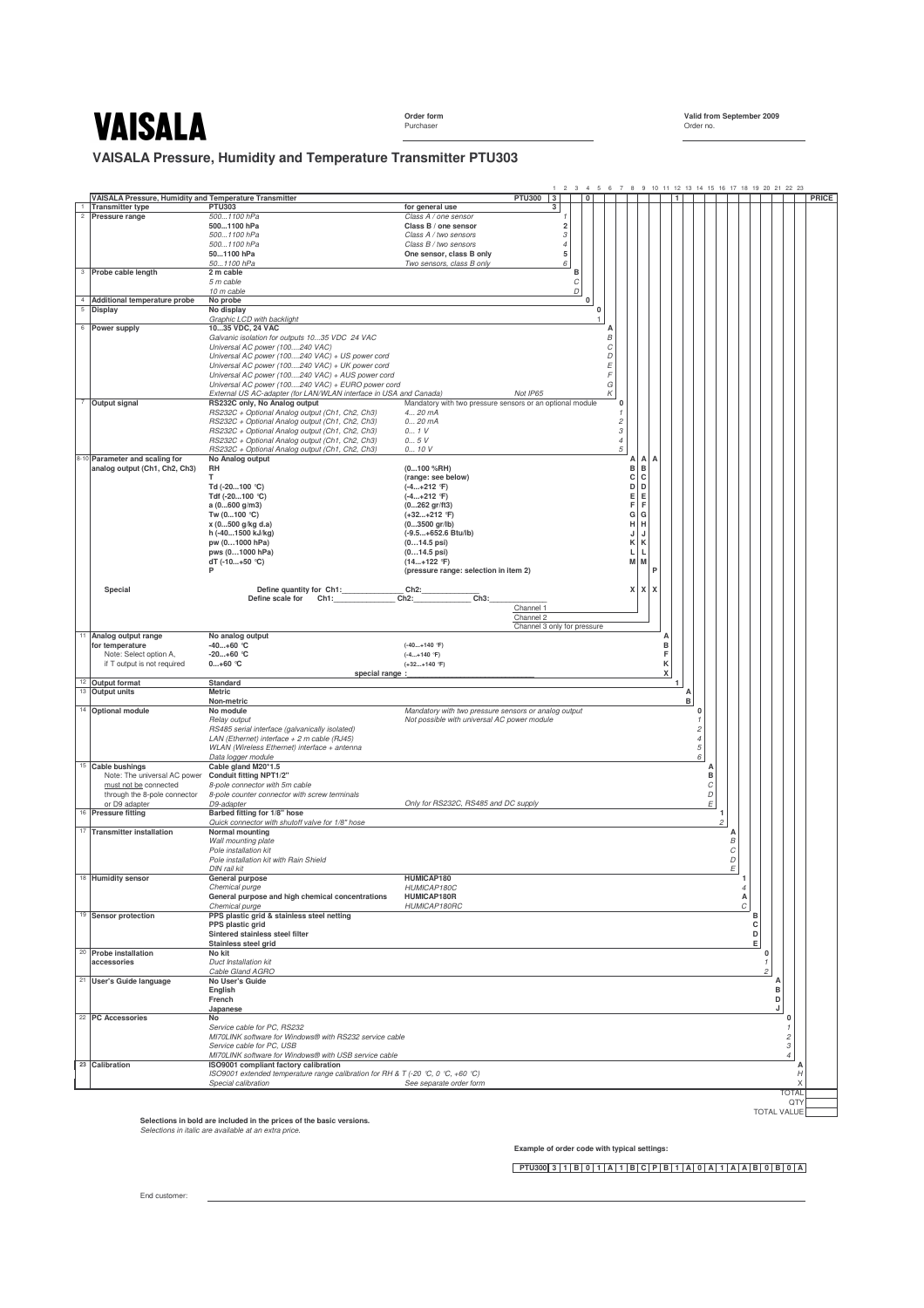# VAISALA

**Order form**
Purchaser

**Valid from September 2009**
Order no.

## VAISALA Pressure, Humidity and Temperature Transmitter PTU303

| # | Item | Option | Description | Code |
|---|---|---|---|---|
| | **VAISALA Pressure, Humidity and Temperature Transmitter** | | **PTU300** | |
| 1 | **Transmitter type** | **PTU303** | **for general use** | **3** |
| 2 | **Pressure range** | *500...1100 hPa* | *Class A / one sensor* | *1* |
| | | **500...1100 hPa** | **Class B / one sensor** | **2** |
| | | *500...1100 hPa* | *Class A / two sensors* | *3* |
| | | *500...1100 hPa* | *Class B / two sensors* | *4* |
| | | **50...1100 hPa** | **One sensor, class B only** | **5** |
| | | *50...1100 hPa* | *Two sensors, class B only* | *6* |
| 3 | **Probe cable length** | **2 m cable** | | **B** |
| | | *5 m cable* | | *C* |
| | | *10 m cable* | | *D* |
| 4 | **Additional temperature probe** | **No probe** | | **0** |
| 5 | **Display** | **No display** | | **0** |
| | | *Graphic LCD with backlight* | | *1* |
| 6 | **Power supply** | **10...35 VDC, 24 VAC** | | **A** |
| | | *Galvanic isolation for outputs 10...35 VDC 24 VAC* | | *B* |
| | | *Universal AC power (100....240 VAC)* | | *C* |
| | | *Universal AC power (100....240 VAC) + US power cord* | | *D* |
| | | *Universal AC power (100....240 VAC) + UK power cord* | | *E* |
| | | *Universal AC power (100....240 VAC) + AUS power cord* | | *F* |
| | | *Universal AC power (100....240 VAC) + EURO power cord* | | *G* |
| | | *External US AC-adapter (for LAN/WLAN interface in USA and Canada)* | *Not IP65* | *K* |
| 7 | **Output signal** | **RS232C only, No Analog output** | Mandatory with two pressure sensors or an optional module | **0** |
| | | *RS232C + Optional Analog output (Ch1, Ch2, Ch3)* | *4... 20 mA* | *1* |
| | | *RS232C + Optional Analog output (Ch1, Ch2, Ch3)* | *0... 20 mA* | *2* |
| | | *RS232C + Optional Analog output (Ch1, Ch2, Ch3)* | *0... 1 V* | *3* |
| | | *RS232C + Optional Analog output (Ch1, Ch2, Ch3)* | *0... 5 V* | *4* |
| | | *RS232C + Optional Analog output (Ch1, Ch2, Ch3)* | *0... 10 V* | *5* |

| # | Item | Option | Description | Channel 1 | Channel 2 | Channel 3 (only for pressure) |
|---|---|---|---|---|---|---|
| 8-10 | **Parameter and scaling for analog output (Ch1, Ch2, Ch3)** | **No Analog output** | | **A** | **A** | **A** |
| | | **RH** | **(0...100 %RH)** | **B** | **B** | |
| | | **T** | **(range: see below)** | **C** | **C** | |
| | | **Td (-20...100 °C)** | **(-4...+212 °F)** | **D** | **D** | |
| | | **Tdf (-20...100 °C)** | **(-4...+212 °F)** | **E** | **E** | |
| | | **a (0...600 g/m3)** | **(0...262 gr/ft3)** | **F** | **F** | |
| | | **Tw (0...100 °C)** | **(+32...+212 °F)** | **G** | **G** | |
| | | **x (0...500 g/kg d.a)** | **(0...3500 gr/lb)** | **H** | **H** | |
| | | **h (-40...1500 kJ/kg)** | **(-9.5...+652.6 Btu/lb)** | **J** | **J** | |
| | | **pw (0...1000 hPa)** | **(0...14.5 psi)** | **K** | **K** | |
| | | **pws (0...1000 hPa)** | **(0...14.5 psi)** | **L** | **L** | |
| | | **dT (-10...+50 °C)** | **(14...+122 °F)** | **M** | **M** | |
| | | **P** | **(pressure range: selection in item 2)** | | | **P** |
| | **Special** | **Define quantity for Ch1:______ Define scale for Ch1:______** | **Ch2:______ Ch2:______ Ch3:______** | **X** | **X** | **X** |

| # | Item | Option | Description | Code |
|---|---|---|---|---|
| 11 | **Analog output range for temperature** (Note: Select option A, if T output is not required) | **No analog output** | | **A** |
| | | **-40...+60 °C** | (-40...+140 °F) | **B** |
| | | **-20...+60 °C** | (-4...+140 °F) | **F** |
| | | **0...+60 °C** | (+32...+140 °F) | **K** |
| | | **special range :** ______ | | **X** |
| 12 | **Output format** | **Standard** | | **1** |
| 13 | **Output units** | **Metric** | | **A** |
| | | **Non-metric** | | **B** |
| 14 | **Optional module** | **No module** | Mandatory with two pressure sensors or analog output | **0** |
| | | *Relay output* | Not possible with universal AC power module | *1* |
| | | *RS485 serial interface (galvanically isolated)* | | *2* |
| | | *LAN (Ethernet) interface + 2 m cable (RJ45)* | | *4* |
| | | *WLAN (Wireless Ethernet) interface + antenna* | | *5* |
| | | *Data logger module* | | *6* |
| 15 | **Cable bushings** (Note: The universal AC power must not be connected through the 8-pole connector or D9 adapter) | **Cable gland M20*1.5** | | **A** |
| | | **Conduit fitting NPT1/2"** | | **B** |
| | | *8-pole connector with 5m cable* | | *C* |
| | | *8-pole counter connector with screw terminals* | | *D* |
| | | *D9-adapter* | Only for RS232C, RS485 and DC supply | *E* |
| 16 | **Pressure fitting** | **Barbed fitting for 1/8" hose** | | **1** |
| | | *Quick connector with shutoff valve for 1/8" hose* | | *2* |
| 17 | **Transmitter installation** | **Normal mounting** | | **A** |
| | | *Wall mounting plate* | | *B* |
| | | *Pole installation kit* | | *C* |
| | | *Pole installation kit with Rain Shield* | | *D* |
| | | *DIN rail kit* | | *E* |
| 18 | **Humidity sensor** | **General purpose** | **HUMICAP180** | **1** |
| | | *Chemical purge* | *HUMICAP180C* | *4* |
| | | **General purpose and high chemical concentrations** | **HUMICAP180R** | **A** |
| | | *Chemical purge* | *HUMICAP180RC* | *C* |
| 19 | **Sensor protection** | **PPS plastic grid & stainless steel netting** | | **B** |
| | | **PPS plastic grid** | | **C** |
| | | **Sintered stainless steel filter** | | **D** |
| | | **Stainless steel grid** | | **E** |
| 20 | **Probe installation accessories** | **No kit** | | **0** |
| | | *Duct Installation kit* | | *1* |
| | | *Cable Gland AGRO* | | *2* |
| 21 | **User's Guide language** | **No User's Guide** | | **A** |
| | | **English** | | **B** |
| | | **French** | | **D** |
| | | **Japanese** | | **J** |
| 22 | **PC Accessories** | **No** | | **0** |
| | | *Service cable for PC, RS232* | | *1* |
| | | *MI70LINK software for Windows® with RS232 service cable* | | *2* |
| | | *Service cable for PC, USB* | | *3* |
| | | *MI70LINK software for Windows® with USB service cable* | | *4* |
| 23 | **Calibration** | **ISO9001 compliant factory calibration** | | **A** |
| | | *ISO9001 extended temperature range calibration for RH & T (-20 °C, 0 °C, +60 °C)* | | *H* |
| | | *Special calibration* | See separate order form | *X* |

PRICE

TOTAL
QTY
TOTAL VALUE

**Selections in bold are included in the prices of the basic versions.**
*Selections in italic are available at an extra price.*

**Example of order code with typical settings:**

| PTU300 | 3 | 1 | B | 0 | 1 | A | 1 | B | C | P | B | 1 | A | 0 | A | 1 | A | A | B | 0 | B | 0 | A |
|---|---|---|---|---|---|---|---|---|---|---|---|---|---|---|---|---|---|---|---|---|---|---|---|

End customer: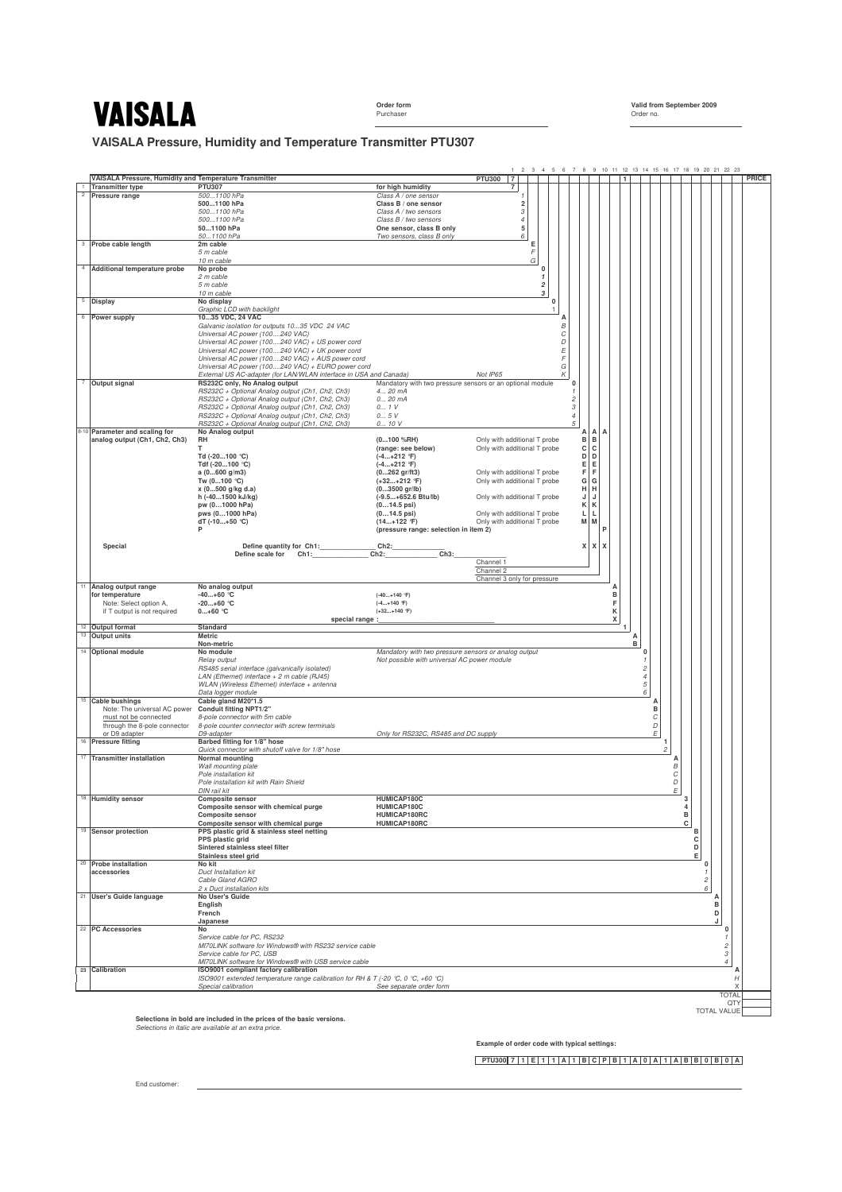# VAISALA

**Order form**
Purchaser

**Valid from September 2009**
Order no.

## VAISALA Pressure, Humidity and Temperature Transmitter PTU307

| # | VAISALA Pressure, Humidity and Temperature Transmitter | | | | Code | PRICE |
|---|---|---|---|---|---|---|
| | | | | PTU300 | | |
| 1 | **Transmitter type** | **PTU307** | **for high humidity** | | **7** | |
| 2 | **Pressure range** | *500...1100 hPa* | *Class A / one sensor* | | *1* | |
| | | **500...1100 hPa** | **Class B / one sensor** | | **2** | |
| | | *500...1100 hPa* | *Class A / two sensors* | | *3* | |
| | | *500...1100 hPa* | *Class B / two sensors* | | *4* | |
| | | **50...1100 hPa** | **One sensor, class B only** | | **5** | |
| | | *50...1100 hPa* | *Two sensors, class B only* | | *6* | |
| 3 | **Probe cable length** | **2m cable** | | | **E** | |
| | | *5 m cable* | | | *F* | |
| | | *10 m cable* | | | *G* | |
| 4 | **Additional temperature probe** | **No probe** | | | **0** | |
| | | *2 m cable* | | | *1* | |
| | | *5 m cable* | | | *2* | |
| | | *10 m cable* | | | *3* | |
| 5 | **Display** | **No display** | | | **0** | |
| | | *Graphic LCD with backlight* | | | *1* | |
| 6 | **Power supply** | **10...35 VDC, 24 VAC** | | | **A** | |
| | | *Galvanic isolation for outputs 10...35 VDC 24 VAC* | | | *B* | |
| | | *Universal AC power (100....240 VAC)* | | | *C* | |
| | | *Universal AC power (100....240 VAC) + US power cord* | | | *D* | |
| | | *Universal AC power (100....240 VAC) + UK power cord* | | | *E* | |
| | | *Universal AC power (100....240 VAC) + AUS power cord* | | | *F* | |
| | | *Universal AC power (100....240 VAC) + EURO power cord* | | | *G* | |
| | | *External US AC-adapter (for LAN/WLAN interface in USA and Canada)* | | *Not IP65* | *K* | |
| 7 | **Output signal** | **RS232C only, No Analog output** | Mandatory with two pressure sensors or an optional module | | **0** | |
| | | *RS232C + Optional Analog output (Ch1, Ch2, Ch3)* | *4... 20 mA* | | *1* | |
| | | *RS232C + Optional Analog output (Ch1, Ch2, Ch3)* | *0... 20 mA* | | *2* | |
| | | *RS232C + Optional Analog output (Ch1, Ch2, Ch3)* | *0... 1 V* | | *3* | |
| | | *RS232C + Optional Analog output (Ch1, Ch2, Ch3)* | *0... 5 V* | | *4* | |
| | | *RS232C + Optional Analog output (Ch1, Ch2, Ch3)* | *0... 10 V* | | *5* | |
| 8-10 | **Parameter and scaling for analog output (Ch1, Ch2, Ch3)** | **No Analog output** | | | **A A A** | |
| | | **RH** | **(0...100 %RH)** | Only with additional T probe | **B B** | |
| | | **T** | **(range: see below)** | Only with additional T probe | **C C** | |
| | | **Td (-20...100 °C)** | **(-4...+212 °F)** | | **D D** | |
| | | **Tdf (-20...100 °C)** | **(-4...+212 °F)** | | **E E** | |
| | | **a (0...600 g/m3)** | **(0...262 gr/ft3)** | Only with additional T probe | **F F** | |
| | | **Tw (0...100 °C)** | **(+32...+212 °F)** | Only with additional T probe | **G G** | |
| | | **x (0...500 g/kg d.a)** | **(0...3500 gr/lb)** | | **H H** | |
| | | **h (-40...1500 kJ/kg)** | **(-9.5...+652.6 Btu/lb)** | Only with additional T probe | **J J** | |
| | | **pw (0...1000 hPa)** | **(0...14.5 psi)** | | **K K** | |
| | | **pws (0...1000 hPa)** | **(0...14.5 psi)** | Only with additional T probe | **L L** | |
| | | **dT (-10...+50 °C)** | **(14...+122 °F)** | Only with additional T probe | **M M** | |
| | | **P** | **(pressure range: selection in item 2)** | | **P** | |
| | **Special** | Define quantity for Ch1:______ Define scale for Ch1:______ | Ch2:______ Ch2:______ | Ch3:______ | **X X X** | |
| | | | | Channel 1 / Channel 2 / Channel 3 only for pressure | | |
| 11 | **Analog output range for temperature** | **No analog output** | | | **A** | |
| | Note: Select option A, if T output is not required | **-40...+60 °C** | (-40...+140 °F) | | **B** | |
| | | **-20...+60 °C** | (-4...+140 °F) | | **F** | |
| | | **0...+60 °C** | (+32...+140 °F) | | **K** | |
| | | **special range :**______ | | | **X** | |
| 12 | **Output format** | **Standard** | | | **1** | |
| 13 | **Output units** | **Metric** | | | **A** | |
| | | **Non-metric** | | | **B** | |
| 14 | **Optional module** | **No module** | *Mandatory with two pressure sensors or analog output* | | **0** | |
| | | *Relay output* | *Not possible with universal AC power module* | | *1* | |
| | | *RS485 serial interface (galvanically isolated)* | | | *2* | |
| | | *LAN (Ethernet) interface + 2 m cable (RJ45)* | | | *4* | |
| | | *WLAN (Wireless Ethernet) interface + antenna* | | | *5* | |
| | | *Data logger module* | | | *6* | |
| 15 | **Cable bushings** | **Cable gland M20*1.5** | | | **A** | |
| | Note: The universal AC power must not be connected through the 8-pole connector or D9 adapter | **Conduit fitting NPT1/2"** | | | **B** | |
| | | *8-pole connector with 5m cable* | | | *C* | |
| | | *8-pole counter connector with screw terminals* | | | *D* | |
| | | *D9-adapter* | Only for RS232C, RS485 and DC supply | | *E* | |
| 16 | **Pressure fitting** | **Barbed fitting for 1/8" hose** | | | **1** | |
| | | *Quick connector with shutoff valve for 1/8" hose* | | | *2* | |
| 17 | **Transmitter installation** | **Normal mounting** | | | **A** | |
| | | *Wall mounting plate* | | | *B* | |
| | | *Pole installation kit* | | | *C* | |
| | | *Pole installation kit with Rain Shield* | | | *D* | |
| | | *DIN rail kit* | | | *E* | |
| 18 | **Humidity sensor** | **Composite sensor** | **HUMICAP180C** | | **3** | |
| | | **Composite sensor with chemical purge** | **HUMICAP180C** | | **4** | |
| | | **Composite sensor** | **HUMICAP180RC** | | **B** | |
| | | **Composite sensor with chemical purge** | **HUMICAP180RC** | | **C** | |
| 19 | **Sensor protection** | **PPS plastic grid & stainless steel netting** | | | **B** | |
| | | **PPS plastic grid** | | | **C** | |
| | | **Sintered stainless steel filter** | | | **D** | |
| | | **Stainless steel grid** | | | **E** | |
| 20 | **Probe installation accessories** | **No kit** | | | **0** | |
| | | *Duct Installation kit* | | | *1* | |
| | | *Cable Gland AGRO* | | | *2* | |
| | | *2 x Duct installation kits* | | | *6* | |
| 21 | **User's Guide language** | **No User's Guide** | | | **A** | |
| | | **English** | | | **B** | |
| | | **French** | | | **D** | |
| | | **Japanese** | | | **J** | |
| 22 | **PC Accessories** | **No** | | | **0** | |
| | | *Service cable for PC, RS232* | | | *1* | |
| | | *MI70LINK software for Windows® with RS232 service cable* | | | *2* | |
| | | *Service cable for PC, USB* | | | *3* | |
| | | *MI70LINK software for Windows® with USB service cable* | | | *4* | |
| 23 | **Calibration** | **ISO9001 compliant factory calibration** | | | **A** | |
| | | *ISO9001 extended temperature range calibration for RH & T (-20 °C, 0 °C, +60 °C)* | | | *H* | |
| | | *Special calibration* | See separate order form | | *X* | |
| | | | | | TOTAL | |
| | | | | | QTY | |
| | | | | | TOTAL VALUE | |

**Selections in bold are included in the prices of the basic versions.**
*Selections in italic are available at an extra price.*

**Example of order code with typical settings:**

| PTU300 | 7 | 1 | E | 1 | 1 | A | 1 | B | C | P | B | 1 | A | 0 | A | 1 | A | B | B | 0 | B | 0 | A |
|---|---|---|---|---|---|---|---|---|---|---|---|---|---|---|---|---|---|---|---|---|---|---|---|

End customer: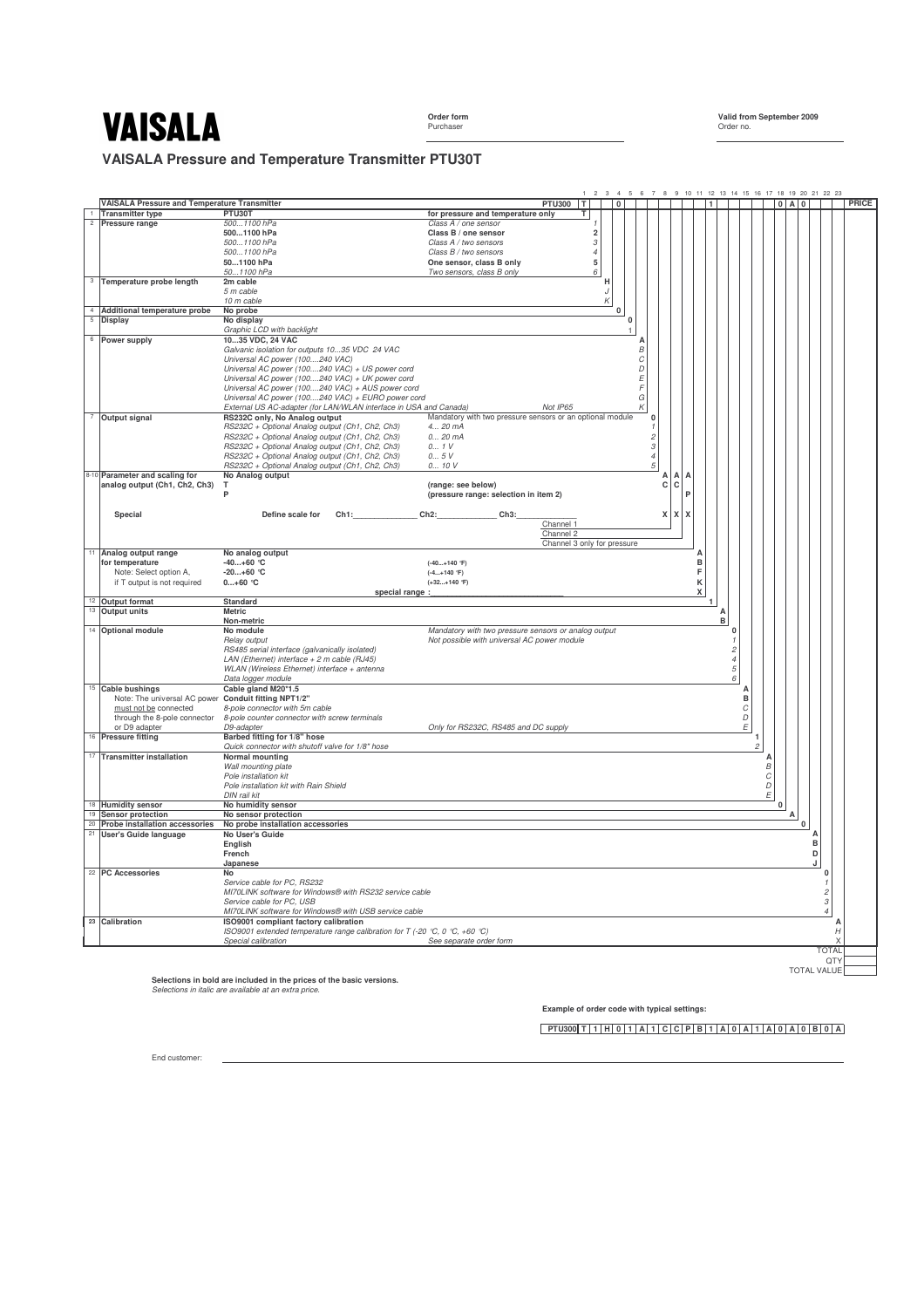VAISALA

**Order form**
Purchaser

**Valid from September 2009**
Order no.

## VAISALA Pressure and Temperature Transmitter PTU30T

| # | VAISALA Pressure and Temperature Transmitter | | | PTU300 | Code |
|---|---|---|---|---|---|
| 1 | **Transmitter type** | **PTU30T** | **for pressure and temperature only** | | T |
| 2 | **Pressure range** | *500...1100 hPa* | *Class A / one sensor* | | *1* |
| | | **500...1100 hPa** | **Class B / one sensor** | | 2 |
| | | *500...1100 hPa* | *Class A / two sensors* | | *3* |
| | | *500...1100 hPa* | *Class B / two sensors* | | *4* |
| | | **50...1100 hPa** | **One sensor, class B only** | | 5 |
| | | *50...1100 hPa* | *Two sensors, class B only* | | *6* |
| 3 | **Temperature probe length** | **2m cable** | | | H |
| | | *5 m cable* | | | *J* |
| | | *10 m cable* | | | *K* |
| 4 | **Additional temperature probe** | **No probe** | | | 0 |
| 5 | **Display** | **No display** | | | 0 |
| | | *Graphic LCD with backlight* | | | *1* |
| 6 | **Power supply** | **10...35 VDC, 24 VAC** | | | A |
| | | *Galvanic isolation for outputs 10...35 VDC 24 VAC* | | | *B* |
| | | *Universal AC power (100....240 VAC)* | | | *C* |
| | | *Universal AC power (100....240 VAC) + US power cord* | | | *D* |
| | | *Universal AC power (100....240 VAC) + UK power cord* | | | *E* |
| | | *Universal AC power (100....240 VAC) + AUS power cord* | | | *F* |
| | | *Universal AC power (100....240 VAC) + EURO power cord* | | | *G* |
| | | *External US AC-adapter (for LAN/WLAN interface in USA and Canada)* | *Not IP65* | | *K* |
| 7 | **Output signal** | **RS232C only, No Analog output** | Mandatory with two pressure sensors or an optional module | | 0 |
| | | *RS232C + Optional Analog output (Ch1, Ch2, Ch3)* | *4... 20 mA* | | *1* |
| | | *RS232C + Optional Analog output (Ch1, Ch2, Ch3)* | *0... 20 mA* | | *2* |
| | | *RS232C + Optional Analog output (Ch1, Ch2, Ch3)* | *0... 1 V* | | *3* |
| | | *RS232C + Optional Analog output (Ch1, Ch2, Ch3)* | *0... 5 V* | | *4* |
| | | *RS232C + Optional Analog output (Ch1, Ch2, Ch3)* | *0... 10 V* | | *5* |
| 8-10 | **Parameter and scaling for analog output (Ch1, Ch2, Ch3)** | **No Analog output** | | | A A A |
| | | **T** | **(range: see below)** | | C C |
| | | **P** | **(pressure range: selection in item 2)** | | P |
| | **Special** | **Define scale for Ch1:_______ Ch2:_______ Ch3:_______** | Channel 1 / Channel 2 / Channel 3 only for pressure | | X X X |
| 11 | **Analog output range for temperature** Note: Select option A, if T output is not required | **No analog output** | | | A |
| | | **-40...+60 °C** | (-40...+140 °F) | | B |
| | | **-20...+60 °C** | (-4...+140 °F) | | F |
| | | **0...+60 °C** | (+32...+140 °F) | | K |
| | | special range :____________ | | | X |
| 12 | **Output format** | **Standard** | | | 1 |
| 13 | **Output units** | **Metric** | | | A |
| | | **Non-metric** | | | B |
| 14 | **Optional module** | **No module** | *Mandatory with two pressure sensors or analog output* | | 0 |
| | | *Relay output* | *Not possible with universal AC power module* | | *1* |
| | | *RS485 serial interface (galvanically isolated)* | | | *2* |
| | | *LAN (Ethernet) interface + 2 m cable (RJ45)* | | | *4* |
| | | *WLAN (Wireless Ethernet) interface + antenna* | | | *5* |
| | | *Data logger module* | | | *6* |
| 15 | **Cable bushings** | **Cable gland M20\*1.5** | | | A |
| | Note: The universal AC power | **Conduit fitting NPT1/2"** | | | B |
| | must not be connected | *8-pole connector with 5m cable* | | | *C* |
| | through the 8-pole connector | *8-pole counter connector with screw terminals* | | | *D* |
| | or D9 adapter | *D9-adapter* | *Only for RS232C, RS485 and DC supply* | | *E* |
| 16 | **Pressure fitting** | **Barbed fitting for 1/8" hose** | | | 1 |
| | | *Quick connector with shutoff valve for 1/8" hose* | | | *2* |
| 17 | **Transmitter installation** | **Normal mounting** | | | A |
| | | *Wall mounting plate* | | | *B* |
| | | *Pole installation kit* | | | *C* |
| | | *Pole installation kit with Rain Shield* | | | *D* |
| | | *DIN rail kit* | | | *E* |
| 18 | **Humidity sensor** | **No humidity sensor** | | | 0 |
| 19 | **Sensor protection** | **No sensor protection** | | | A |
| 20 | **Probe installation accessories** | **No probe installation accessories** | | | 0 |
| 21 | **User's Guide language** | **No User's Guide** | | | A |
| | | **English** | | | B |
| | | **French** | | | D |
| | | **Japanese** | | | J |
| 22 | **PC Accessories** | **No** | | | 0 |
| | | *Service cable for PC, RS232* | | | *1* |
| | | *MI70LINK software for Windows® with RS232 service cable* | | | *2* |
| | | *Service cable for PC, USB* | | | *3* |
| | | *MI70LINK software for Windows® with USB service cable* | | | *4* |
| 23 | **Calibration** | **ISO9001 compliant factory calibration** | | | A |
| | | *ISO9001 extended temperature range calibration for T (-20 °C, 0 °C, +60 °C)* | | | *H* |
| | | *Special calibration* | *See separate order form* | | *X* |

PRICE

TOTAL
QTY
TOTAL VALUE

**Selections in bold are included in the prices of the basic versions.**
*Selections in italic are available at an extra price.*

**Example of order code with typical settings:**

**PTU300 T 1 H 0 1 A 1 C C P B 1 A 0 A 1 A 0 A 0 B 0 A**

End customer: